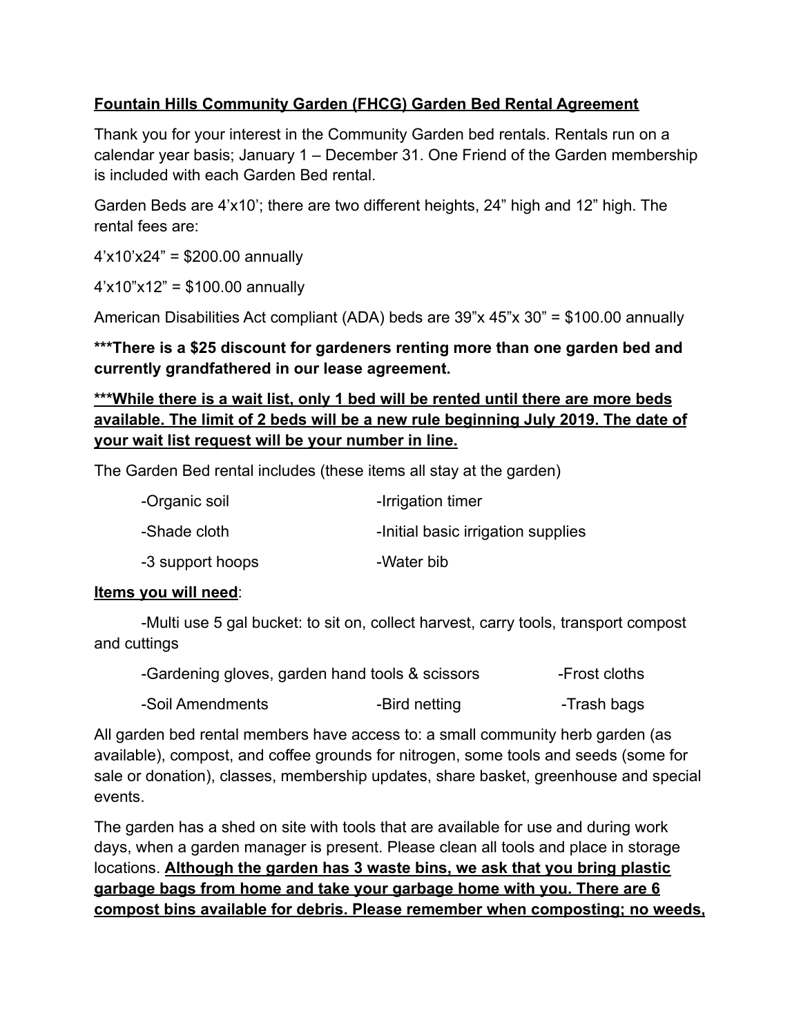**<u>Fountain Hills Community Garden (FHCG) Garden Bed Rental Agreement</u>**

Thank you for your interest in the Community Garden bed rentals. Rentals run on a calendar year basis; January 1 – December 31. One Friend of the Garden membership is included with each Garden Bed rental.

Garden Beds are 4'x10'; there are two different heights, 24" high and 12" high. The rental fees are:

4'x10'x24" = $200.00 annually

4'x10"x12" = $100.00 annually

American Disabilities Act compliant (ADA) beds are 39"x 45"x 30" = $100.00 annually

**\*\*\*There is a $25 discount for gardeners renting more than one garden bed and currently grandfathered in our lease agreement.**

**<u>\*\*\*While there is a wait list, only 1 bed will be rented until there are more beds available. The limit of 2 beds will be a new rule beginning July 2019. The date of your wait list request will be your number in line.</u>**

The Garden Bed rental includes (these items all stay at the garden)

- -Organic soil
- -Irrigation timer
- -Shade cloth
- -Initial basic irrigation supplies
- -3 support hoops
- -Water bib

**<u>Items you will need</u>**:

-Multi use 5 gal bucket: to sit on, collect harvest, carry tools, transport compost and cuttings

- -Gardening gloves, garden hand tools & scissors
- -Frost cloths
- -Soil Amendments
- -Bird netting
- -Trash bags

All garden bed rental members have access to: a small community herb garden (as available), compost, and coffee grounds for nitrogen, some tools and seeds (some for sale or donation), classes, membership updates, share basket, greenhouse and special events.

The garden has a shed on site with tools that are available for use and during work days, when a garden manager is present. Please clean all tools and place in storage locations. **<u>Although the garden has 3 waste bins, we ask that you bring plastic garbage bags from home and take your garbage home with you. There are 6 compost bins available for debris. Please remember when composting; no weeds,</u>**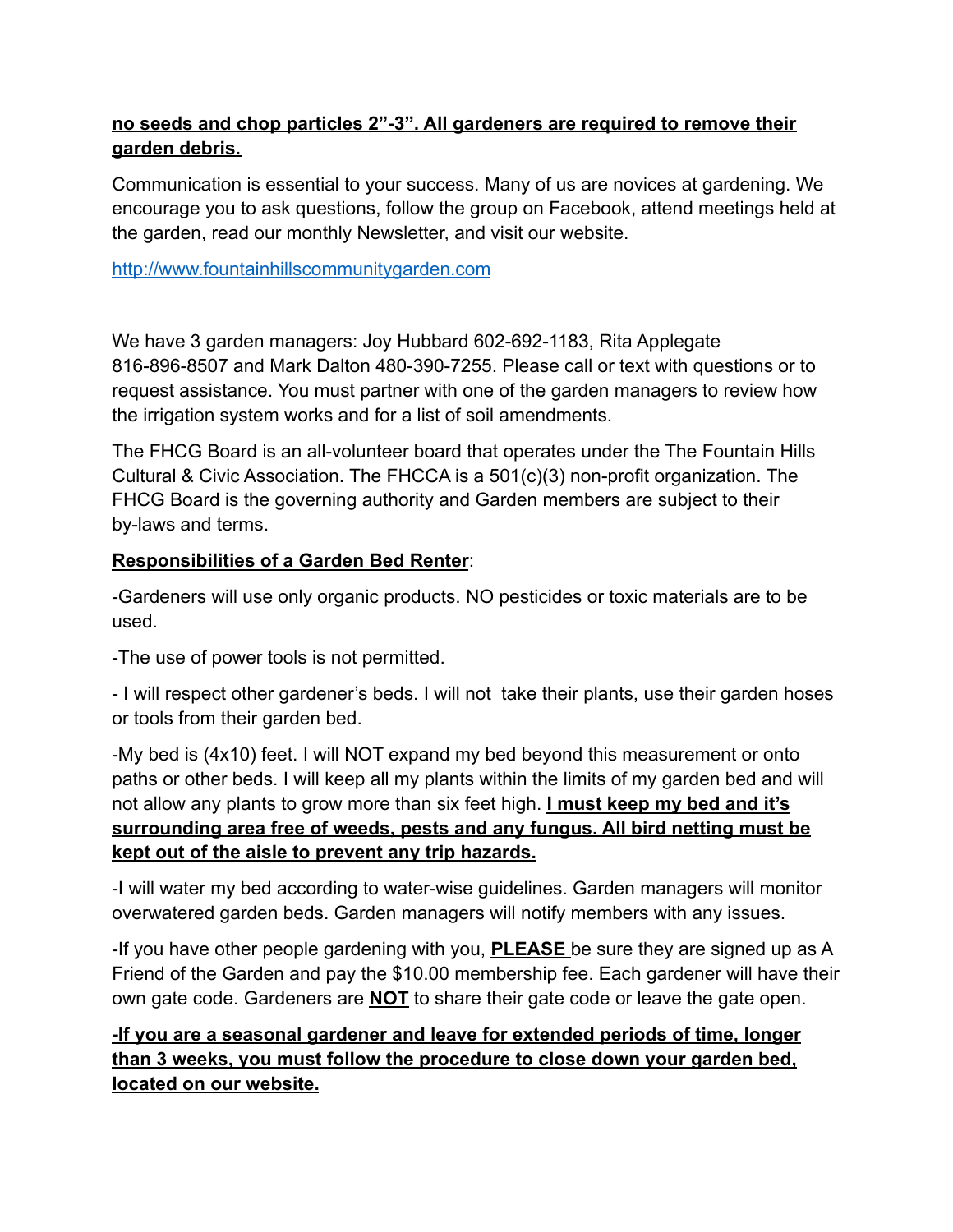**no seeds and chop particles 2”-3”. All gardeners are required to remove their garden debris.**

Communication is essential to your success. Many of us are novices at gardening. We encourage you to ask questions, follow the group on Facebook, attend meetings held at the garden, read our monthly Newsletter, and visit our website.

[http://www.fountainhillscommunitygarden.com](http://www.fountainhillscommunitygarden.com)

We have 3 garden managers: Joy Hubbard 602-692-1183, Rita Applegate 816-896-8507 and Mark Dalton 480-390-7255. Please call or text with questions or to request assistance. You must partner with one of the garden managers to review how the irrigation system works and for a list of soil amendments.

The FHCG Board is an all-volunteer board that operates under the The Fountain Hills Cultural & Civic Association. The FHCCA is a 501(c)(3) non-profit organization. The FHCG Board is the governing authority and Garden members are subject to their by-laws and terms.

**Responsibilities of a Garden Bed Renter**:

-Gardeners will use only organic products. NO pesticides or toxic materials are to be used.

-The use of power tools is not permitted.

- I will respect other gardener’s beds. I will not take their plants, use their garden hoses or tools from their garden bed.

-My bed is (4x10) feet. I will NOT expand my bed beyond this measurement or onto paths or other beds. I will keep all my plants within the limits of my garden bed and will not allow any plants to grow more than six feet high. **I must keep my bed and it’s surrounding area free of weeds, pests and any fungus. All bird netting must be kept out of the aisle to prevent any trip hazards.**

-I will water my bed according to water-wise guidelines. Garden managers will monitor overwatered garden beds. Garden managers will notify members with any issues.

-If you have other people gardening with you, **PLEASE** be sure they are signed up as A Friend of the Garden and pay the $10.00 membership fee. Each gardener will have their own gate code. Gardeners are **NOT** to share their gate code or leave the gate open.

**-If you are a seasonal gardener and leave for extended periods of time, longer than 3 weeks, you must follow the procedure to close down your garden bed, located on our website.**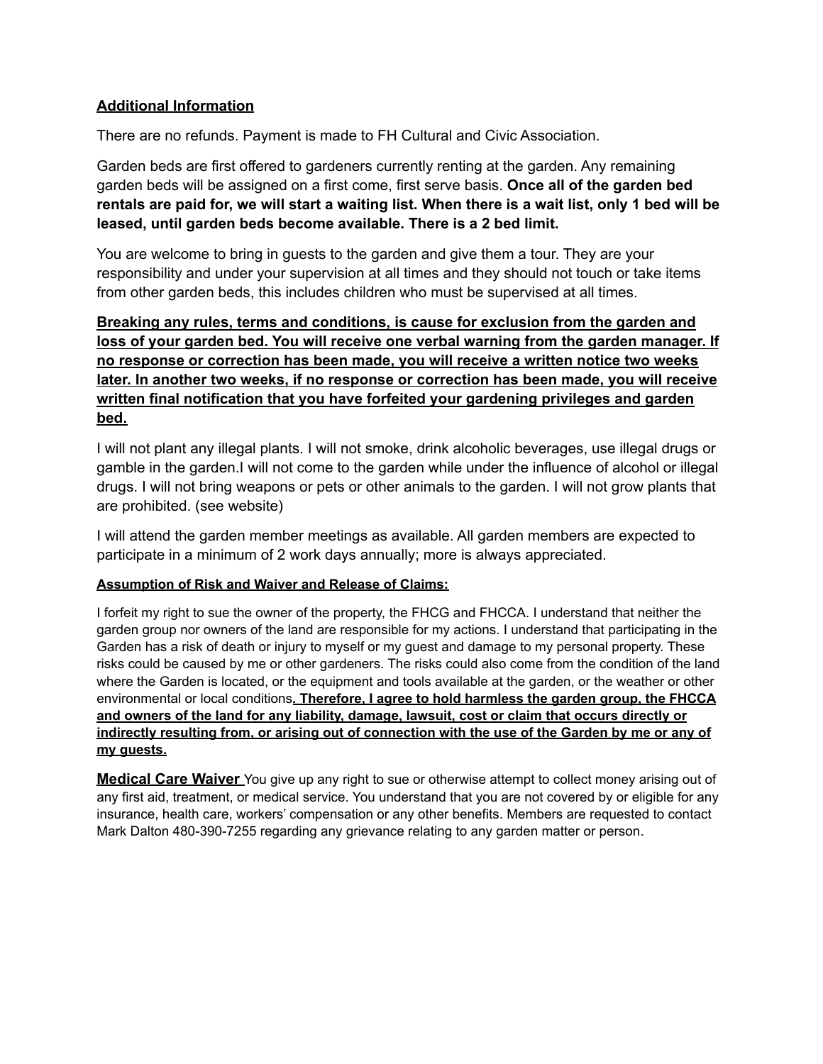## Additional Information

There are no refunds. Payment is made to FH Cultural and Civic Association.

Garden beds are first offered to gardeners currently renting at the garden. Any remaining garden beds will be assigned on a first come, first serve basis. **Once all of the garden bed rentals are paid for, we will start a waiting list. When there is a wait list, only 1 bed will be leased, until garden beds become available. There is a 2 bed limit.**

You are welcome to bring in guests to the garden and give them a tour. They are your responsibility and under your supervision at all times and they should not touch or take items from other garden beds, this includes children who must be supervised at all times.

<u>**Breaking any rules, terms and conditions, is cause for exclusion from the garden and loss of your garden bed. You will receive one verbal warning from the garden manager. If no response or correction has been made, you will receive a written notice two weeks later. In another two weeks, if no response or correction has been made, you will receive written final notification that you have forfeited your gardening privileges and garden bed.**</u>

I will not plant any illegal plants. I will not smoke, drink alcoholic beverages, use illegal drugs or gamble in the garden.I will not come to the garden while under the influence of alcohol or illegal drugs. I will not bring weapons or pets or other animals to the garden. I will not grow plants that are prohibited. (see website)

I will attend the garden member meetings as available. All garden members are expected to participate in a minimum of 2 work days annually; more is always appreciated.

### Assumption of Risk and Waiver and Release of Claims:

I forfeit my right to sue the owner of the property, the FHCG and FHCCA. I understand that neither the garden group nor owners of the land are responsible for my actions. I understand that participating in the Garden has a risk of death or injury to myself or my guest and damage to my personal property. These risks could be caused by me or other gardeners. The risks could also come from the condition of the land where the Garden is located, or the equipment and tools available at the garden, or the weather or other environmental or local conditions<u>**. Therefore, I agree to hold harmless the garden group, the FHCCA and owners of the land for any liability, damage, lawsuit, cost or claim that occurs directly or indirectly resulting from, or arising out of connection with the use of the Garden by me or any of my guests.**</u>

<u>**Medical Care Waiver**</u> You give up any right to sue or otherwise attempt to collect money arising out of any first aid, treatment, or medical service. You understand that you are not covered by or eligible for any insurance, health care, workers' compensation or any other benefits. Members are requested to contact Mark Dalton 480-390-7255 regarding any grievance relating to any garden matter or person.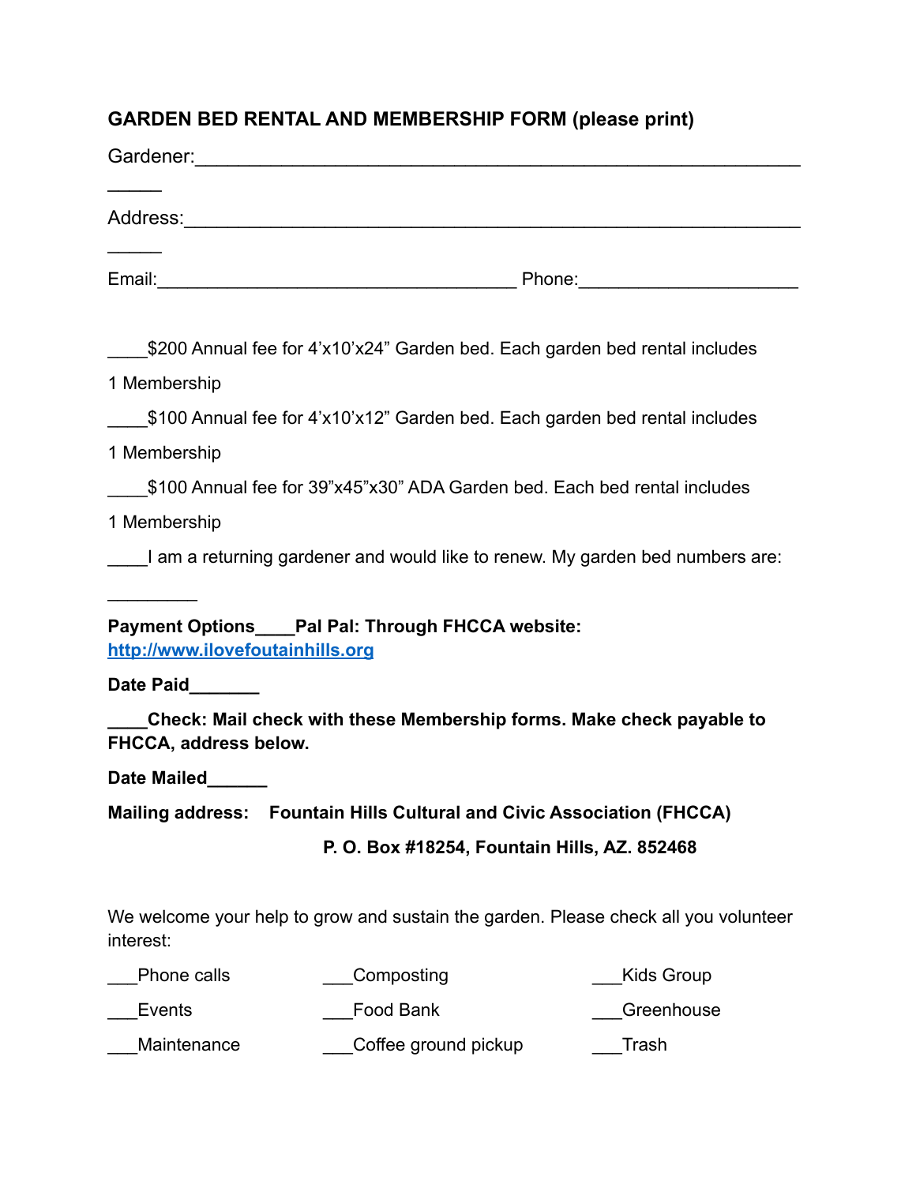## GARDEN BED RENTAL AND MEMBERSHIP FORM (please print)

Gardener:_______________________________________________________________

Address:________________________________________________________________

Email:____________________________________ Phone:_____________________

____$200 Annual fee for 4'x10'x24" Garden bed. Each garden bed rental includes 1 Membership

____$100 Annual fee for 4'x10'x12" Garden bed. Each garden bed rental includes 1 Membership

____$100 Annual fee for 39"x45"x30" ADA Garden bed. Each bed rental includes 1 Membership

____I am a returning gardener and would like to renew. My garden bed numbers are: _________

**Payment Options____Pal Pal: Through FHCCA website:** [http://www.ilovefoutainhills.org](http://www.ilovefoutainhills.org)

**Date Paid_______**

**____Check: Mail check with these Membership forms. Make check payable to FHCCA, address below.**

**Date Mailed______**

**Mailing address: Fountain Hills Cultural and Civic Association (FHCCA)**

**P. O. Box #18254, Fountain Hills, AZ. 852468**

We welcome your help to grow and sustain the garden. Please check all you volunteer interest:

___Phone calls ___Composting ___Kids Group

___Events ___Food Bank ___Greenhouse

___Maintenance ___Coffee ground pickup ___Trash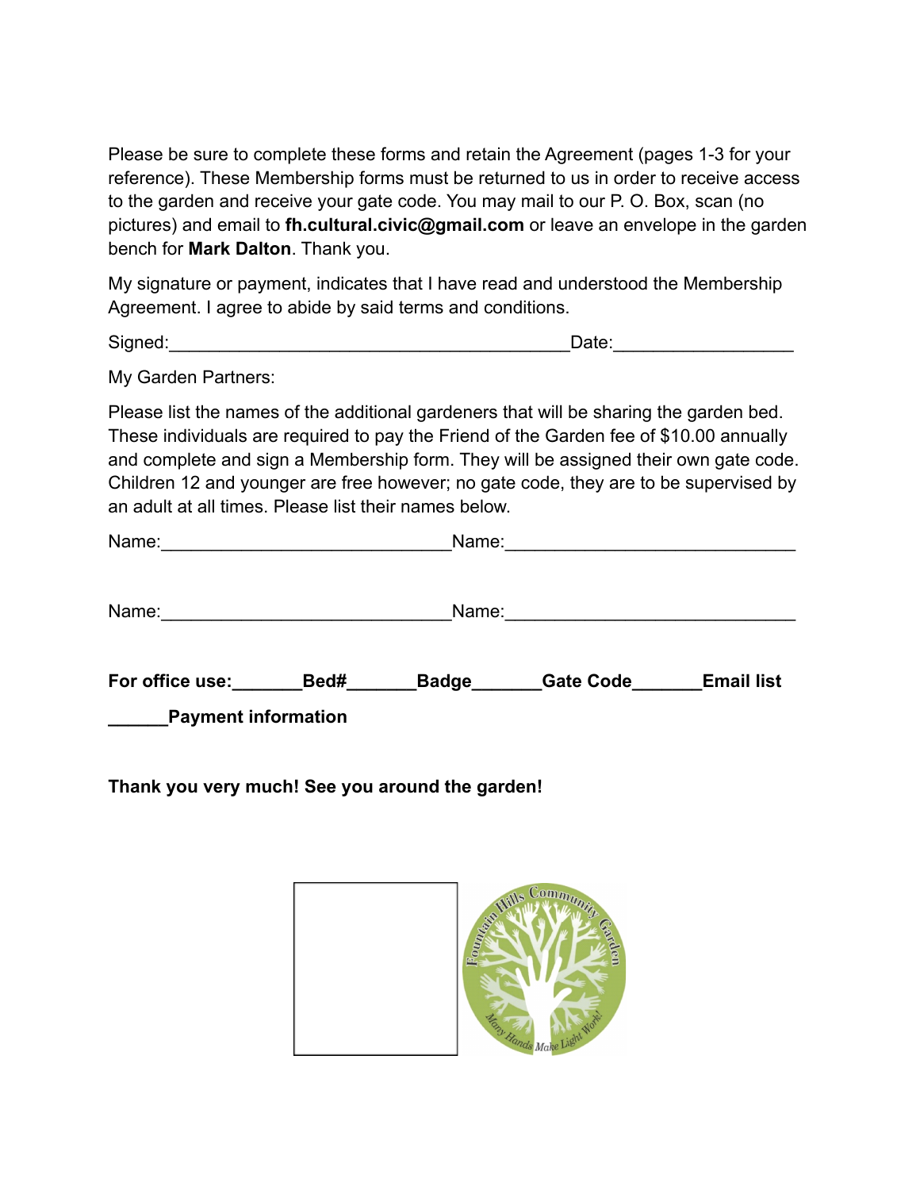Please be sure to complete these forms and retain the Agreement (pages 1-3 for your reference). These Membership forms must be returned to us in order to receive access to the garden and receive your gate code. You may mail to our P. O. Box, scan (no pictures) and email to **fh.cultural.civic@gmail.com** or leave an envelope in the garden bench for **Mark Dalton**. Thank you.

My signature or payment, indicates that I have read and understood the Membership Agreement. I agree to abide by said terms and conditions.

Signed:________________________________________Date:_________________

My Garden Partners:

Please list the names of the additional gardeners that will be sharing the garden bed. These individuals are required to pay the Friend of the Garden fee of $10.00 annually and complete and sign a Membership form. They will be assigned their own gate code. Children 12 and younger are free however; no gate code, they are to be supervised by an adult at all times. Please list their names below.

Name:_____________________________Name:_____________________________

Name:_____________________________Name:_____________________________

**For office use:_______Bed#_______Badge_______Gate Code_______Email list ______Payment information**

**Thank you very much! See you around the garden!**

Fountain Hills Community Garden

Many Hands Make Light Work!